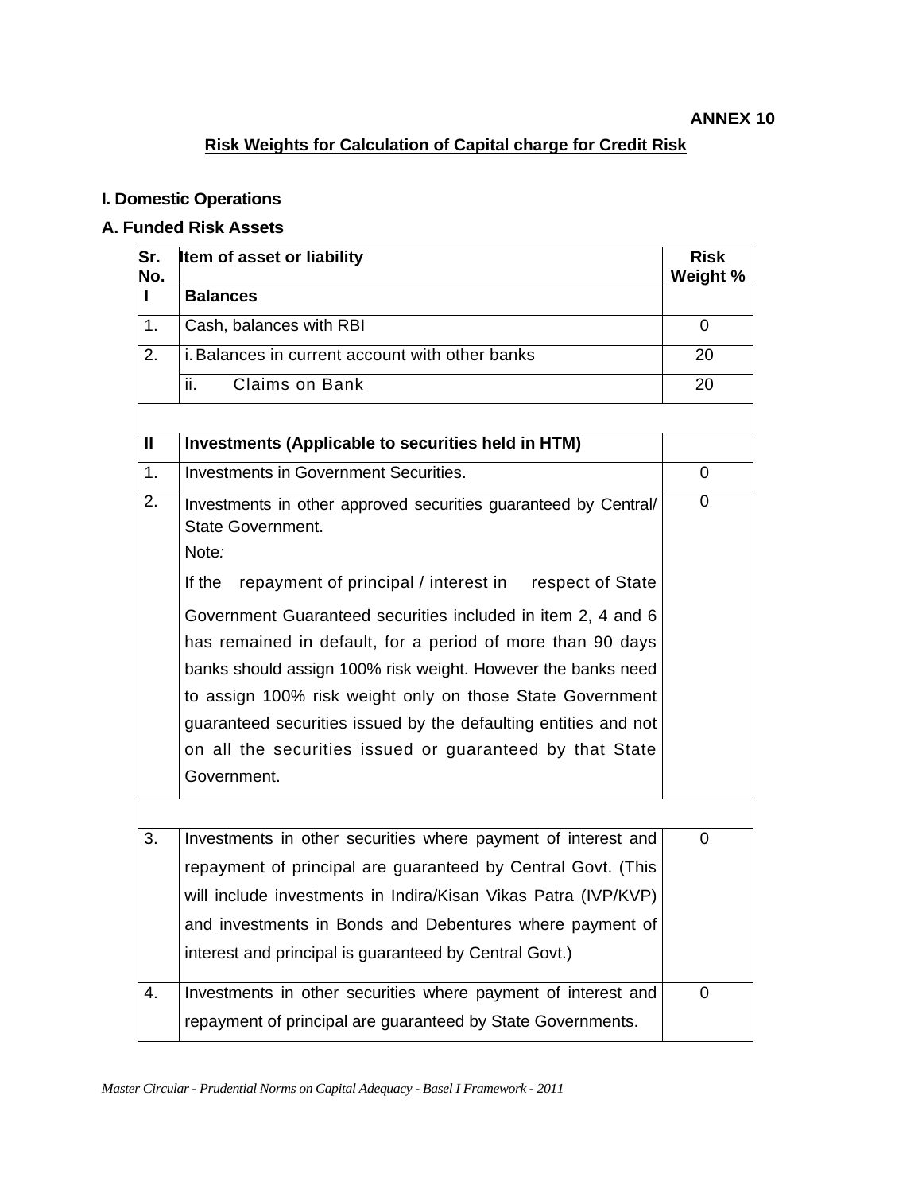**ANNEX 10**

## Risk Weights for Calculation of Capital charge for Credit Risk

### I. Domestic Operations

### A. Funded Risk Assets

| Sr. No. | Item of asset or liability | Risk Weight % |
|---|---|---|
| **I** | **Balances** | |
| 1. | Cash, balances with RBI | 0 |
| 2. | i. Balances in current account with other banks | 20 |
| | ii. Claims on Bank | 20 |
| | | |
| **II** | **Investments (Applicable to securities held in HTM)** | |
| 1. | Investments in Government Securities. | 0 |
| 2. | Investments in other approved securities guaranteed by Central/ State Government.<br>Note:<br>If the repayment of principal / interest in respect of State Government Guaranteed securities included in item 2, 4 and 6 has remained in default, for a period of more than 90 days banks should assign 100% risk weight. However the banks need to assign 100% risk weight only on those State Government guaranteed securities issued by the defaulting entities and not on all the securities issued or guaranteed by that State Government. | 0 |
| | | |
| 3. | Investments in other securities where payment of interest and repayment of principal are guaranteed by Central Govt. (This will include investments in Indira/Kisan Vikas Patra (IVP/KVP) and investments in Bonds and Debentures where payment of interest and principal is guaranteed by Central Govt.) | 0 |
| 4. | Investments in other securities where payment of interest and repayment of principal are guaranteed by State Governments. | 0 |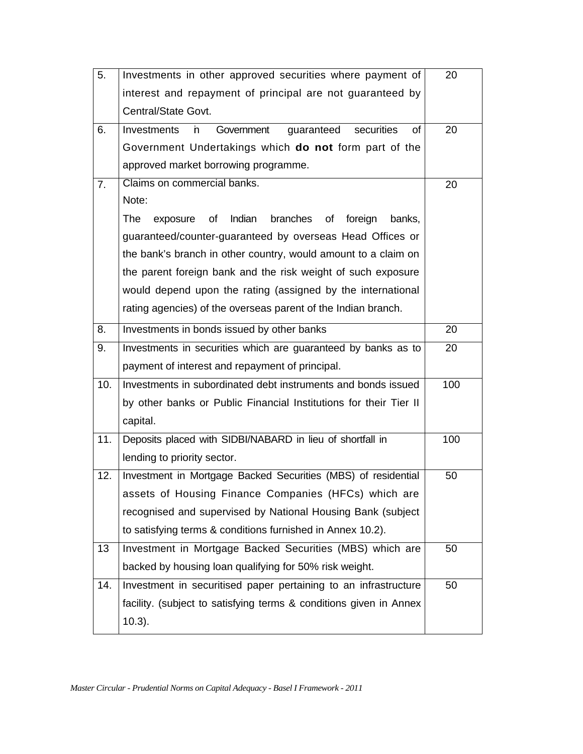| | | |
|---|---|---|
| 5. | Investments in other approved securities where payment of interest and repayment of principal are not guaranteed by Central/State Govt. | 20 |
| 6. | Investments in Government guaranteed securities of Government Undertakings which **do not** form part of the approved market borrowing programme. | 20 |
| 7. | Claims on commercial banks.<br>Note:<br>The exposure of Indian branches of foreign banks, guaranteed/counter-guaranteed by overseas Head Offices or the bank's branch in other country, would amount to a claim on the parent foreign bank and the risk weight of such exposure would depend upon the rating (assigned by the international rating agencies) of the overseas parent of the Indian branch. | 20 |
| 8. | Investments in bonds issued by other banks | 20 |
| 9. | Investments in securities which are guaranteed by banks as to payment of interest and repayment of principal. | 20 |
| 10. | Investments in subordinated debt instruments and bonds issued by other banks or Public Financial Institutions for their Tier II capital. | 100 |
| 11. | Deposits placed with SIDBI/NABARD in lieu of shortfall in lending to priority sector. | 100 |
| 12. | Investment in Mortgage Backed Securities (MBS) of residential assets of Housing Finance Companies (HFCs) which are recognised and supervised by National Housing Bank (subject to satisfying terms & conditions furnished in Annex 10.2). | 50 |
| 13 | Investment in Mortgage Backed Securities (MBS) which are backed by housing loan qualifying for 50% risk weight. | 50 |
| 14. | Investment in securitised paper pertaining to an infrastructure facility. (subject to satisfying terms & conditions given in Annex 10.3). | 50 |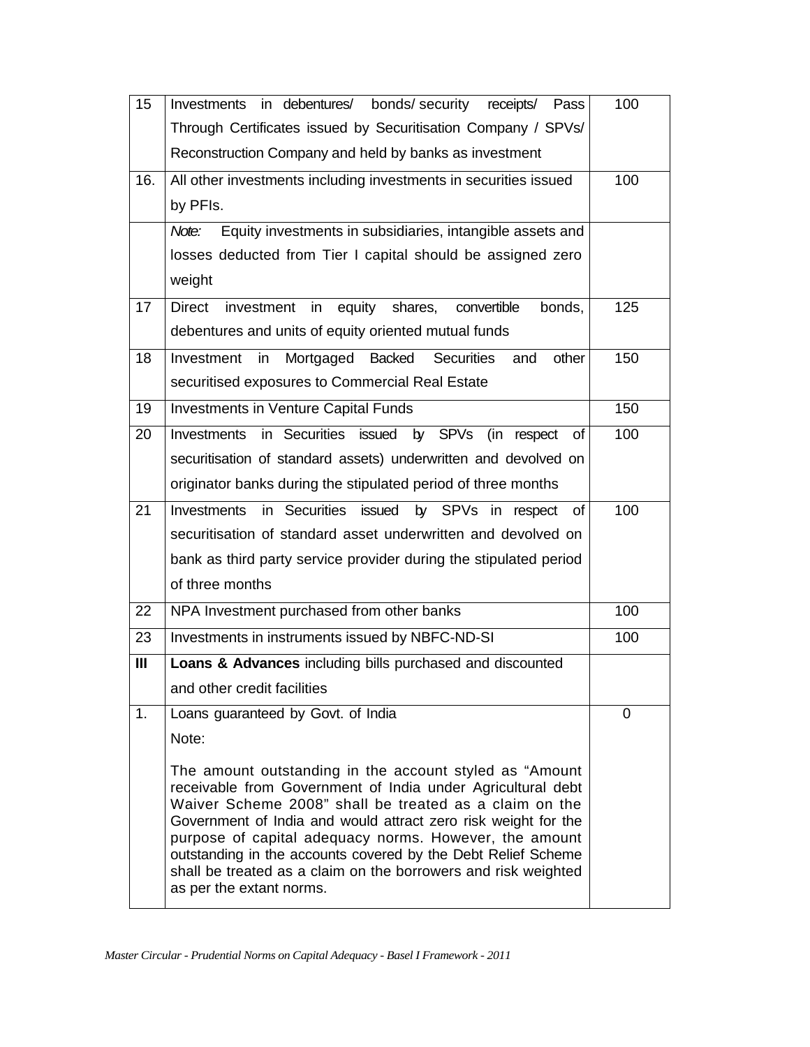| | | |
|---|---|---|
| 15 | Investments in debentures/ bonds/ security receipts/ Pass Through Certificates issued by Securitisation Company / SPVs/ Reconstruction Company and held by banks as investment | 100 |
| 16. | All other investments including investments in securities issued by PFIs. | 100 |
| | *Note:* Equity investments in subsidiaries, intangible assets and losses deducted from Tier I capital should be assigned zero weight | |
| 17 | Direct investment in equity shares, convertible bonds, debentures and units of equity oriented mutual funds | 125 |
| 18 | Investment in Mortgaged Backed Securities and other securitised exposures to Commercial Real Estate | 150 |
| 19 | Investments in Venture Capital Funds | 150 |
| 20 | Investments in Securities issued by SPVs (in respect of securitisation of standard assets) underwritten and devolved on originator banks during the stipulated period of three months | 100 |
| 21 | Investments in Securities issued by SPVs in respect of securitisation of standard asset underwritten and devolved on bank as third party service provider during the stipulated period of three months | 100 |
| 22 | NPA Investment purchased from other banks | 100 |
| 23 | Investments in instruments issued by NBFC-ND-SI | 100 |
| **III** | **Loans & Advances** including bills purchased and discounted and other credit facilities | |
| 1. | Loans guaranteed by Govt. of India<br><br>Note:<br><br>The amount outstanding in the account styled as "Amount receivable from Government of India under Agricultural debt Waiver Scheme 2008" shall be treated as a claim on the Government of India and would attract zero risk weight for the purpose of capital adequacy norms. However, the amount outstanding in the accounts covered by the Debt Relief Scheme shall be treated as a claim on the borrowers and risk weighted as per the extant norms. | 0 |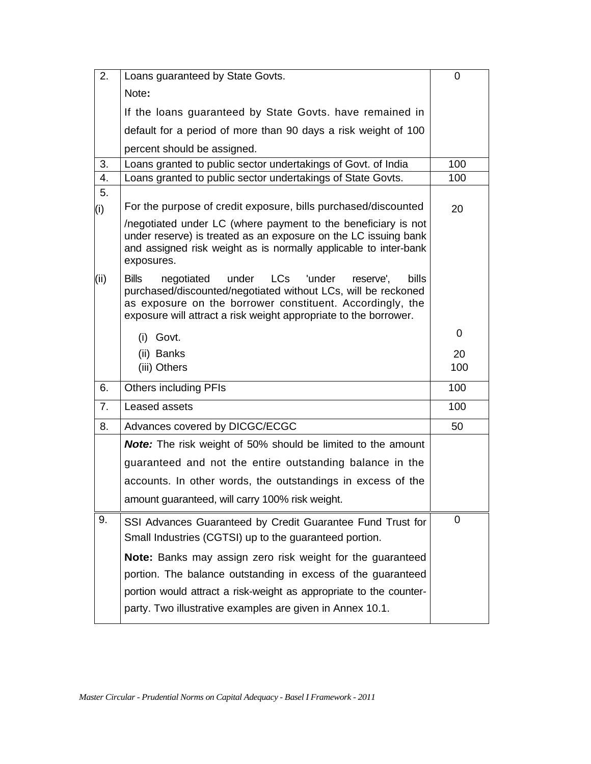| | | |
|---|---|---|
| 2. | Loans guaranteed by State Govts.<br>Note**:**<br>If the loans guaranteed by State Govts. have remained in default for a period of more than 90 days a risk weight of 100 percent should be assigned. | 0 |
| 3. | Loans granted to public sector undertakings of Govt. of India | 100 |
| 4. | Loans granted to public sector undertakings of State Govts. | 100 |
| 5.<br>(i) | For the purpose of credit exposure, bills purchased/discounted /negotiated under LC (where payment to the beneficiary is not under reserve) is treated as an exposure on the LC issuing bank and assigned risk weight as is normally applicable to inter-bank exposures. | 20 |
| (ii) | Bills negotiated under LCs 'under reserve', bills purchased/discounted/negotiated without LCs, will be reckoned as exposure on the borrower constituent. Accordingly, the exposure will attract a risk weight appropriate to the borrower. | |
| | (i) Govt. | 0 |
| | (ii) Banks | 20 |
| | (iii) Others | 100 |
| 6. | Others including PFIs | 100 |
| 7. | Leased assets | 100 |
| 8. | Advances covered by DICGC/ECGC | 50 |
| | ***Note:*** The risk weight of 50% should be limited to the amount guaranteed and not the entire outstanding balance in the accounts. In other words, the outstandings in excess of the amount guaranteed, will carry 100% risk weight. | |
| 9. | SSI Advances Guaranteed by Credit Guarantee Fund Trust for Small Industries (CGTSI) up to the guaranteed portion.<br>**Note:** Banks may assign zero risk weight for the guaranteed portion. The balance outstanding in excess of the guaranteed portion would attract a risk-weight as appropriate to the counter-party. Two illustrative examples are given in Annex 10.1. | 0 |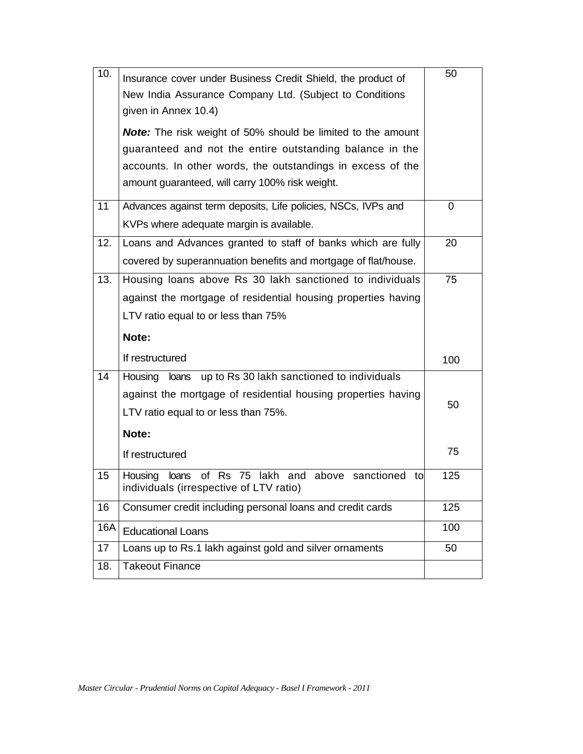| | | |
|---|---|---|
| 10. | Insurance cover under Business Credit Shield, the product of New India Assurance Company Ltd. (Subject to Conditions given in Annex 10.4)<br><br>***Note:*** The risk weight of 50% should be limited to the amount guaranteed and not the entire outstanding balance in the accounts. In other words, the outstandings in excess of the amount guaranteed, will carry 100% risk weight. | 50 |
| 11 | Advances against term deposits, Life policies, NSCs, IVPs and KVPs where adequate margin is available. | 0 |
| 12. | Loans and Advances granted to staff of banks which are fully covered by superannuation benefits and mortgage of flat/house. | 20 |
| 13. | Housing loans above Rs 30 lakh sanctioned to individuals against the mortgage of residential housing properties having LTV ratio equal to or less than 75%<br><br>**Note:**<br><br>If restructured | 75<br><br><br><br>100 |
| 14 | Housing loans up to Rs 30 lakh sanctioned to individuals against the mortgage of residential housing properties having LTV ratio equal to or less than 75%.<br><br>**Note:**<br><br>If restructured | 50<br><br><br><br>75 |
| 15 | Housing loans of Rs 75 lakh and above sanctioned to individuals (irrespective of LTV ratio) | 125 |
| 16 | Consumer credit including personal loans and credit cards | 125 |
| 16A | Educational Loans | 100 |
| 17 | Loans up to Rs.1 lakh against gold and silver ornaments | 50 |
| 18. | Takeout Finance | |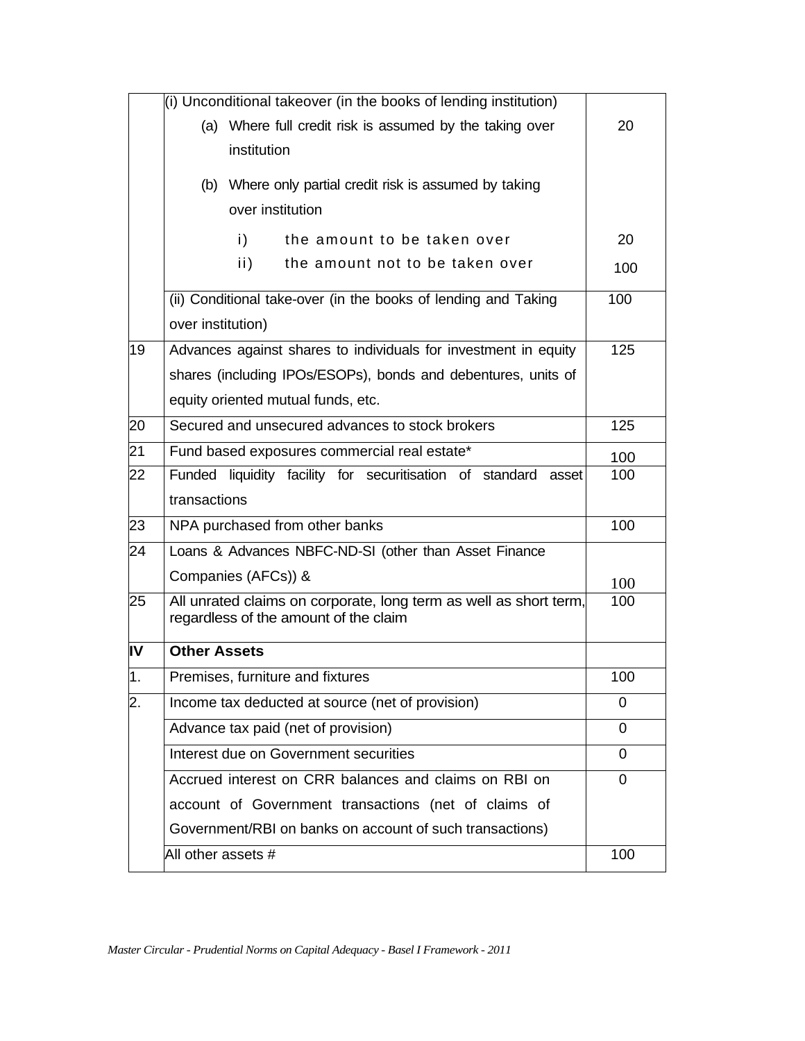| | | |
|---|---|---|
| | (i) Unconditional takeover (in the books of lending institution) | |
| | (a) Where full credit risk is assumed by the taking over institution | 20 |
| | (b) Where only partial credit risk is assumed by taking over institution | |
| | i) the amount to be taken over | 20 |
| | ii) the amount not to be taken over | 100 |
| | (ii) Conditional take-over (in the books of lending and Taking over institution) | 100 |
| 19 | Advances against shares to individuals for investment in equity shares (including IPOs/ESOPs), bonds and debentures, units of equity oriented mutual funds, etc. | 125 |
| 20 | Secured and unsecured advances to stock brokers | 125 |
| 21 | Fund based exposures commercial real estate* | 100 |
| 22 | Funded liquidity facility for securitisation of standard asset transactions | 100 |
| 23 | NPA purchased from other banks | 100 |
| 24 | Loans & Advances NBFC-ND-SI (other than Asset Finance Companies (AFCs)) & | 100 |
| 25 | All unrated claims on corporate, long term as well as short term, regardless of the amount of the claim | 100 |
| **IV** | **Other Assets** | |
| 1. | Premises, furniture and fixtures | 100 |
| 2. | Income tax deducted at source (net of provision) | 0 |
| | Advance tax paid (net of provision) | 0 |
| | Interest due on Government securities | 0 |
| | Accrued interest on CRR balances and claims on RBI on account of Government transactions (net of claims of Government/RBI on banks on account of such transactions) | 0 |
| | All other assets # | 100 |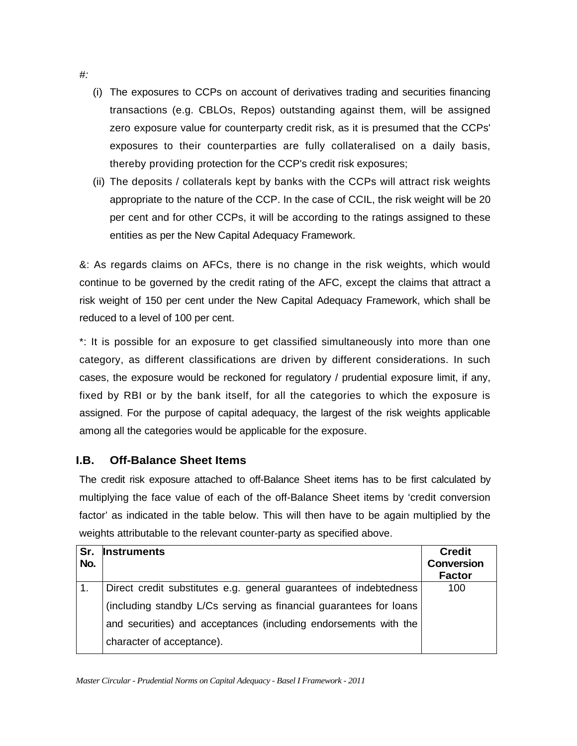#:

(i) The exposures to CCPs on account of derivatives trading and securities financing transactions (e.g. CBLOs, Repos) outstanding against them, will be assigned zero exposure value for counterparty credit risk, as it is presumed that the CCPs' exposures to their counterparties are fully collateralised on a daily basis, thereby providing protection for the CCP's credit risk exposures;

(ii) The deposits / collaterals kept by banks with the CCPs will attract risk weights appropriate to the nature of the CCP. In the case of CCIL, the risk weight will be 20 per cent and for other CCPs, it will be according to the ratings assigned to these entities as per the New Capital Adequacy Framework.

&: As regards claims on AFCs, there is no change in the risk weights, which would continue to be governed by the credit rating of the AFC, except the claims that attract a risk weight of 150 per cent under the New Capital Adequacy Framework, which shall be reduced to a level of 100 per cent.

*: It is possible for an exposure to get classified simultaneously into more than one category, as different classifications are driven by different considerations. In such cases, the exposure would be reckoned for regulatory / prudential exposure limit, if any, fixed by RBI or by the bank itself, for all the categories to which the exposure is assigned. For the purpose of capital adequacy, the largest of the risk weights applicable among all the categories would be applicable for the exposure.

## I.B. Off-Balance Sheet Items

The credit risk exposure attached to off-Balance Sheet items has to be first calculated by multiplying the face value of each of the off-Balance Sheet items by 'credit conversion factor' as indicated in the table below. This will then have to be again multiplied by the weights attributable to the relevant counter-party as specified above.

| Sr. No. | Instruments | Credit Conversion Factor |
|---|---|---|
| 1. | Direct credit substitutes e.g. general guarantees of indebtedness (including standby L/Cs serving as financial guarantees for loans and securities) and acceptances (including endorsements with the character of acceptance). | 100 |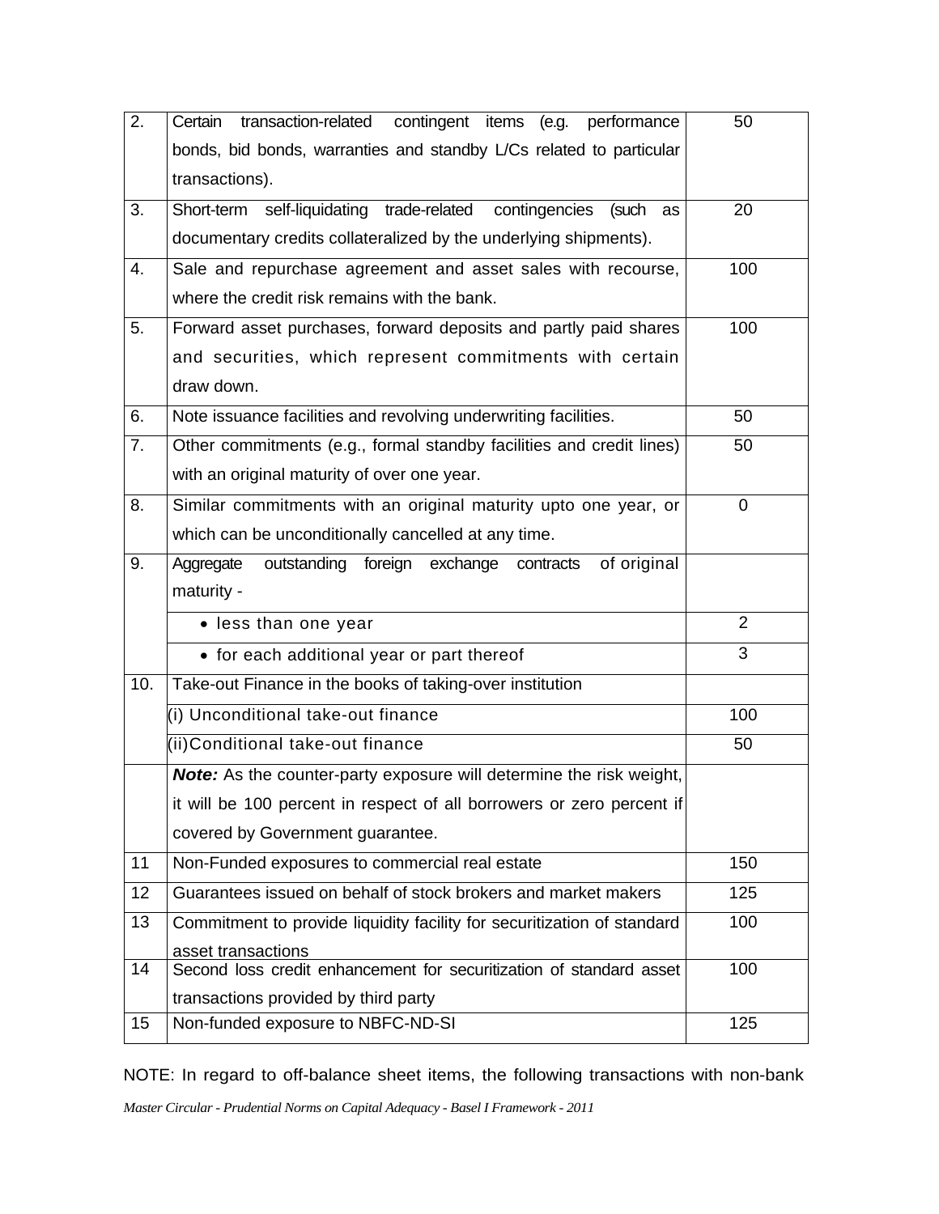| | | |
|---|---|---|
| 2. | Certain transaction-related contingent items (e.g. performance bonds, bid bonds, warranties and standby L/Cs related to particular transactions). | 50 |
| 3. | Short-term self-liquidating trade-related contingencies (such as documentary credits collateralized by the underlying shipments). | 20 |
| 4. | Sale and repurchase agreement and asset sales with recourse, where the credit risk remains with the bank. | 100 |
| 5. | Forward asset purchases, forward deposits and partly paid shares and securities, which represent commitments with certain draw down. | 100 |
| 6. | Note issuance facilities and revolving underwriting facilities. | 50 |
| 7. | Other commitments (e.g., formal standby facilities and credit lines) with an original maturity of over one year. | 50 |
| 8. | Similar commitments with an original maturity upto one year, or which can be unconditionally cancelled at any time. | 0 |
| 9. | Aggregate outstanding foreign exchange contracts of original maturity - | |
| | • less than one year | 2 |
| | • for each additional year or part thereof | 3 |
| 10. | Take-out Finance in the books of taking-over institution | |
| | (i) Unconditional take-out finance | 100 |
| | (ii)Conditional take-out finance | 50 |
| | ***Note:*** As the counter-party exposure will determine the risk weight, it will be 100 percent in respect of all borrowers or zero percent if covered by Government guarantee. | |
| 11 | Non-Funded exposures to commercial real estate | 150 |
| 12 | Guarantees issued on behalf of stock brokers and market makers | 125 |
| 13 | Commitment to provide liquidity facility for securitization of standard asset transactions | 100 |
| 14 | Second loss credit enhancement for securitization of standard asset transactions provided by third party | 100 |
| 15 | Non-funded exposure to NBFC-ND-SI | 125 |

NOTE: In regard to off-balance sheet items, the following transactions with non-bank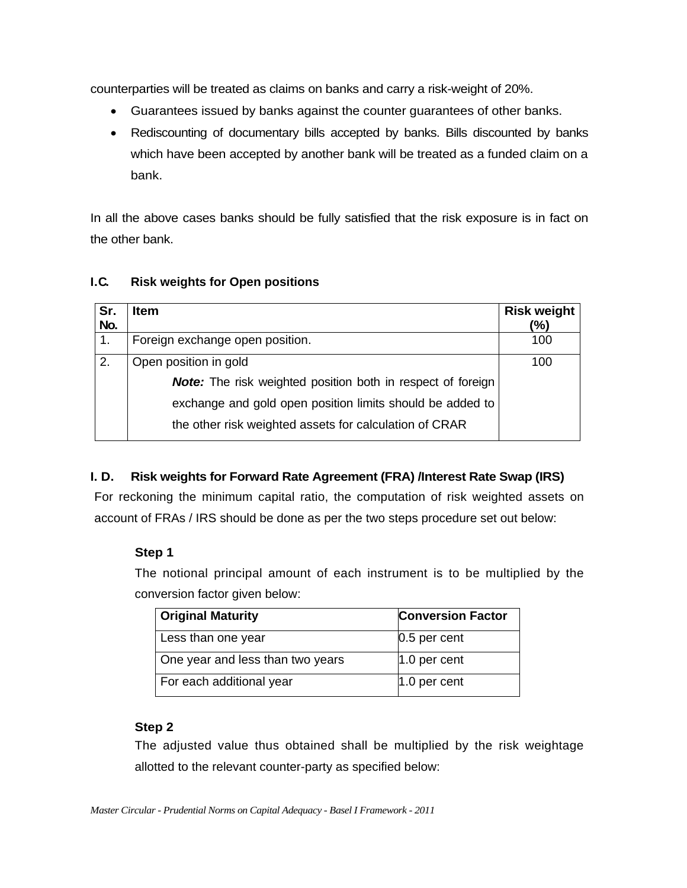counterparties will be treated as claims on banks and carry a risk-weight of 20%.

- Guarantees issued by banks against the counter guarantees of other banks.
- Rediscounting of documentary bills accepted by banks. Bills discounted by banks which have been accepted by another bank will be treated as a funded claim on a bank.

In all the above cases banks should be fully satisfied that the risk exposure is in fact on the other bank.

### I.C. Risk weights for Open positions

| Sr. No. | Item | Risk weight (%) |
|---|---|---|
| 1. | Foreign exchange open position. | 100 |
| 2. | Open position in gold<br>***Note:*** The risk weighted position both in respect of foreign exchange and gold open position limits should be added to the other risk weighted assets for calculation of CRAR | 100 |

### I. D. Risk weights for Forward Rate Agreement (FRA) /Interest Rate Swap (IRS)

For reckoning the minimum capital ratio, the computation of risk weighted assets on account of FRAs / IRS should be done as per the two steps procedure set out below:

**Step 1**

The notional principal amount of each instrument is to be multiplied by the conversion factor given below:

| Original Maturity | Conversion Factor |
|---|---|
| Less than one year | 0.5 per cent |
| One year and less than two years | 1.0 per cent |
| For each additional year | 1.0 per cent |

**Step 2**

The adjusted value thus obtained shall be multiplied by the risk weightage allotted to the relevant counter-party as specified below: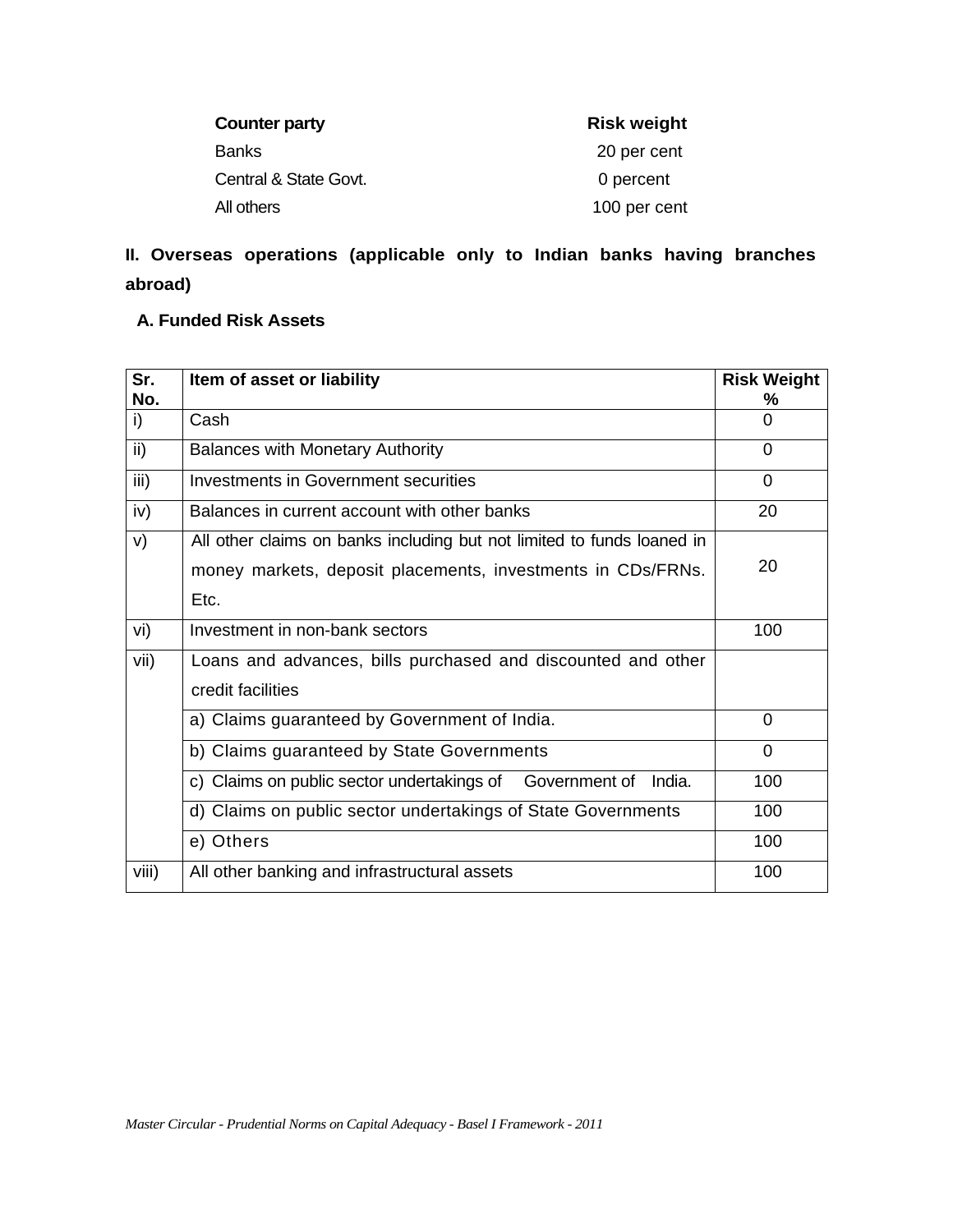| Counter party | Risk weight |
|---|---|
| Banks | 20 per cent |
| Central & State Govt. | 0 percent |
| All others | 100 per cent |

**II. Overseas operations (applicable only to Indian banks having branches abroad)**

**A. Funded Risk Assets**

| Sr. No. | Item of asset or liability | Risk Weight % |
|---|---|---|
| i) | Cash | 0 |
| ii) | Balances with Monetary Authority | 0 |
| iii) | Investments in Government securities | 0 |
| iv) | Balances in current account with other banks | 20 |
| v) | All other claims on banks including but not limited to funds loaned in money markets, deposit placements, investments in CDs/FRNs. Etc. | 20 |
| vi) | Investment in non-bank sectors | 100 |
| vii) | Loans and advances, bills purchased and discounted and other credit facilities | |
| | a) Claims guaranteed by Government of India. | 0 |
| | b) Claims guaranteed by State Governments | 0 |
| | c) Claims on public sector undertakings of Government of India. | 100 |
| | d) Claims on public sector undertakings of State Governments | 100 |
| | e) Others | 100 |
| viii) | All other banking and infrastructural assets | 100 |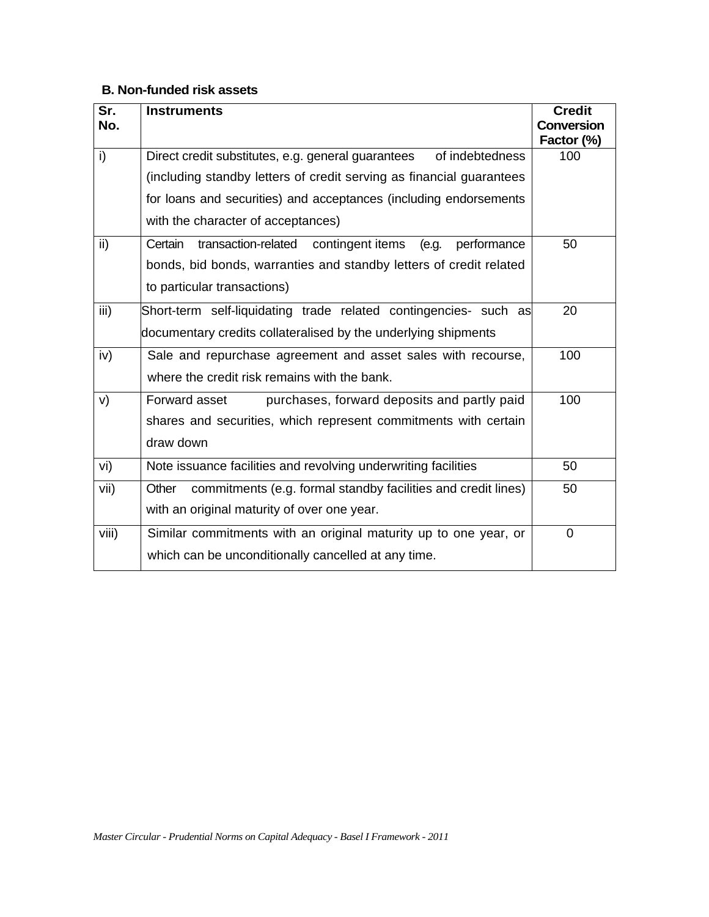### B. Non-funded risk assets

| Sr. No. | Instruments | Credit Conversion Factor (%) |
|---|---|---|
| i) | Direct credit substitutes, e.g. general guarantees of indebtedness (including standby letters of credit serving as financial guarantees for loans and securities) and acceptances (including endorsements with the character of acceptances) | 100 |
| ii) | Certain transaction-related contingent items (e.g. performance bonds, bid bonds, warranties and standby letters of credit related to particular transactions) | 50 |
| iii) | Short-term self-liquidating trade related contingencies- such as documentary credits collateralised by the underlying shipments | 20 |
| iv) | Sale and repurchase agreement and asset sales with recourse, where the credit risk remains with the bank. | 100 |
| v) | Forward asset purchases, forward deposits and partly paid shares and securities, which represent commitments with certain draw down | 100 |
| vi) | Note issuance facilities and revolving underwriting facilities | 50 |
| vii) | Other commitments (e.g. formal standby facilities and credit lines) with an original maturity of over one year. | 50 |
| viii) | Similar commitments with an original maturity up to one year, or which can be unconditionally cancelled at any time. | 0 |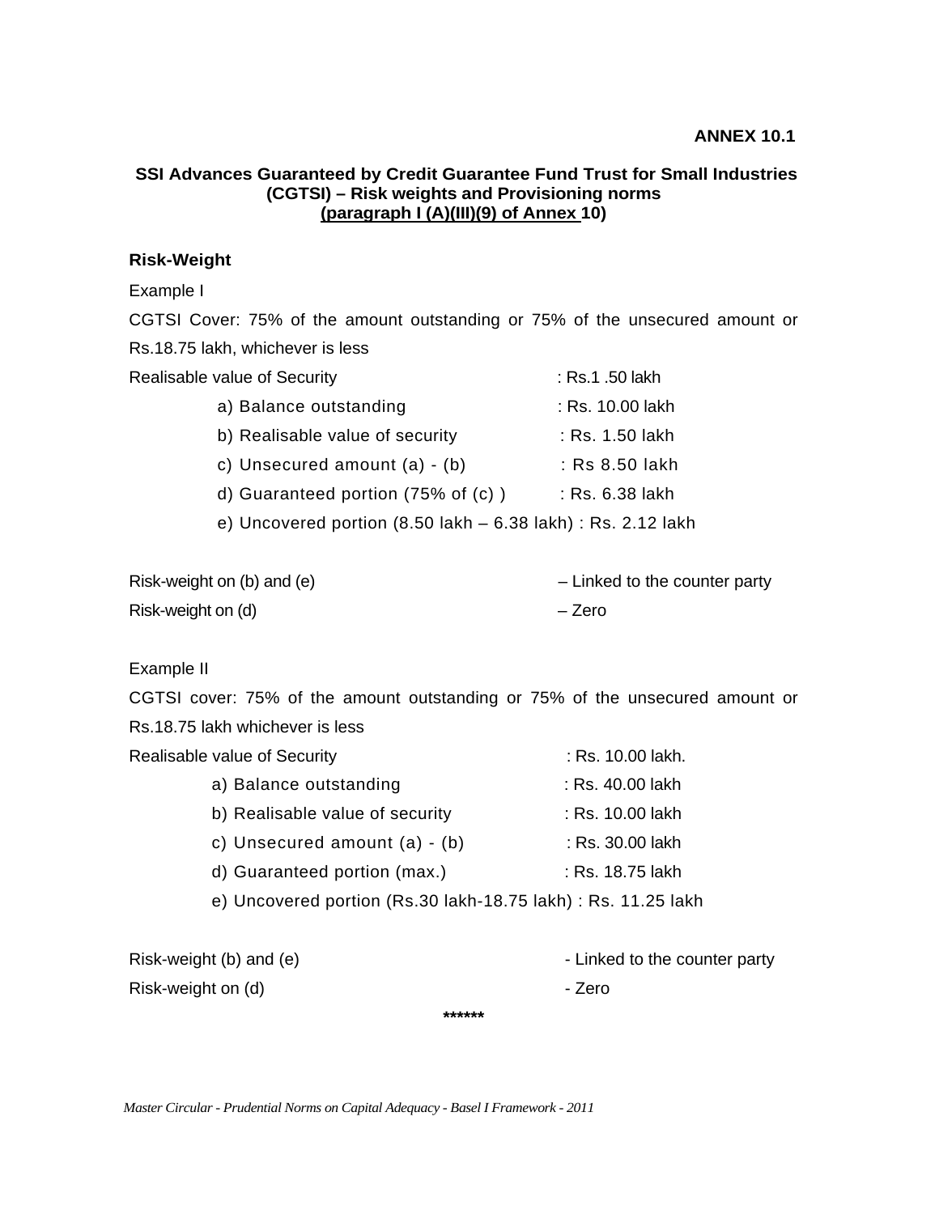**ANNEX 10.1**

**SSI Advances Guaranteed by Credit Guarantee Fund Trust for Small Industries (CGTSI) – Risk weights and Provisioning norms**
**(paragraph I (A)(III)(9) of Annex 10)**

**Risk-Weight**

Example I

CGTSI Cover: 75% of the amount outstanding or 75% of the unsecured amount or Rs.18.75 lakh, whichever is less

Realisable value of Security : Rs.1 .50 lakh

- a) Balance outstanding : Rs. 10.00 lakh
- b) Realisable value of security : Rs. 1.50 lakh
- c) Unsecured amount (a) - (b) : Rs 8.50 lakh
- d) Guaranteed portion (75% of (c) ) : Rs. 6.38 lakh
- e) Uncovered portion (8.50 lakh – 6.38 lakh) : Rs. 2.12 lakh

Risk-weight on (b) and (e) – Linked to the counter party

Risk-weight on (d) – Zero

Example II

CGTSI cover: 75% of the amount outstanding or 75% of the unsecured amount or Rs.18.75 lakh whichever is less

Realisable value of Security : Rs. 10.00 lakh.

- a) Balance outstanding : Rs. 40.00 lakh
- b) Realisable value of security : Rs. 10.00 lakh
- c) Unsecured amount (a) - (b) : Rs. 30.00 lakh
- d) Guaranteed portion (max.) : Rs. 18.75 lakh
- e) Uncovered portion (Rs.30 lakh-18.75 lakh) : Rs. 11.25 lakh

Risk-weight (b) and (e) - Linked to the counter party

Risk-weight on (d) - Zero

******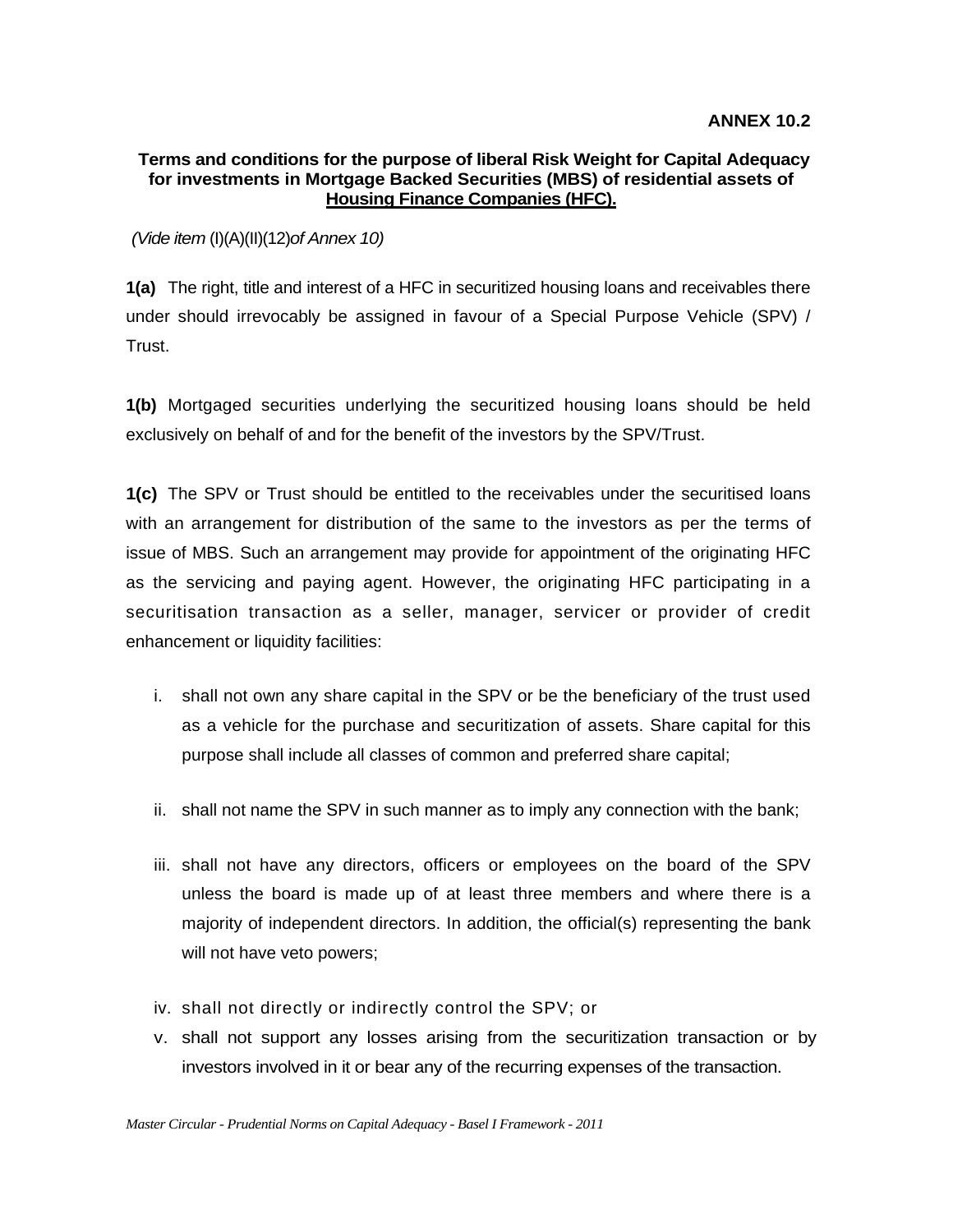**ANNEX 10.2**

**Terms and conditions for the purpose of liberal Risk Weight for Capital Adequacy for investments in Mortgage Backed Securities (MBS) of residential assets of Housing Finance Companies (HFC).**

*(Vide item* (I)(A)(II)(12)*of Annex 10)*

**1(a)** The right, title and interest of a HFC in securitized housing loans and receivables there under should irrevocably be assigned in favour of a Special Purpose Vehicle (SPV) / Trust.

**1(b)** Mortgaged securities underlying the securitized housing loans should be held exclusively on behalf of and for the benefit of the investors by the SPV/Trust.

**1(c)** The SPV or Trust should be entitled to the receivables under the securitised loans with an arrangement for distribution of the same to the investors as per the terms of issue of MBS. Such an arrangement may provide for appointment of the originating HFC as the servicing and paying agent. However, the originating HFC participating in a securitisation transaction as a seller, manager, servicer or provider of credit enhancement or liquidity facilities:

i. shall not own any share capital in the SPV or be the beneficiary of the trust used as a vehicle for the purchase and securitization of assets. Share capital for this purpose shall include all classes of common and preferred share capital;

ii. shall not name the SPV in such manner as to imply any connection with the bank;

iii. shall not have any directors, officers or employees on the board of the SPV unless the board is made up of at least three members and where there is a majority of independent directors. In addition, the official(s) representing the bank will not have veto powers;

iv. shall not directly or indirectly control the SPV; or

v. shall not support any losses arising from the securitization transaction or by investors involved in it or bear any of the recurring expenses of the transaction.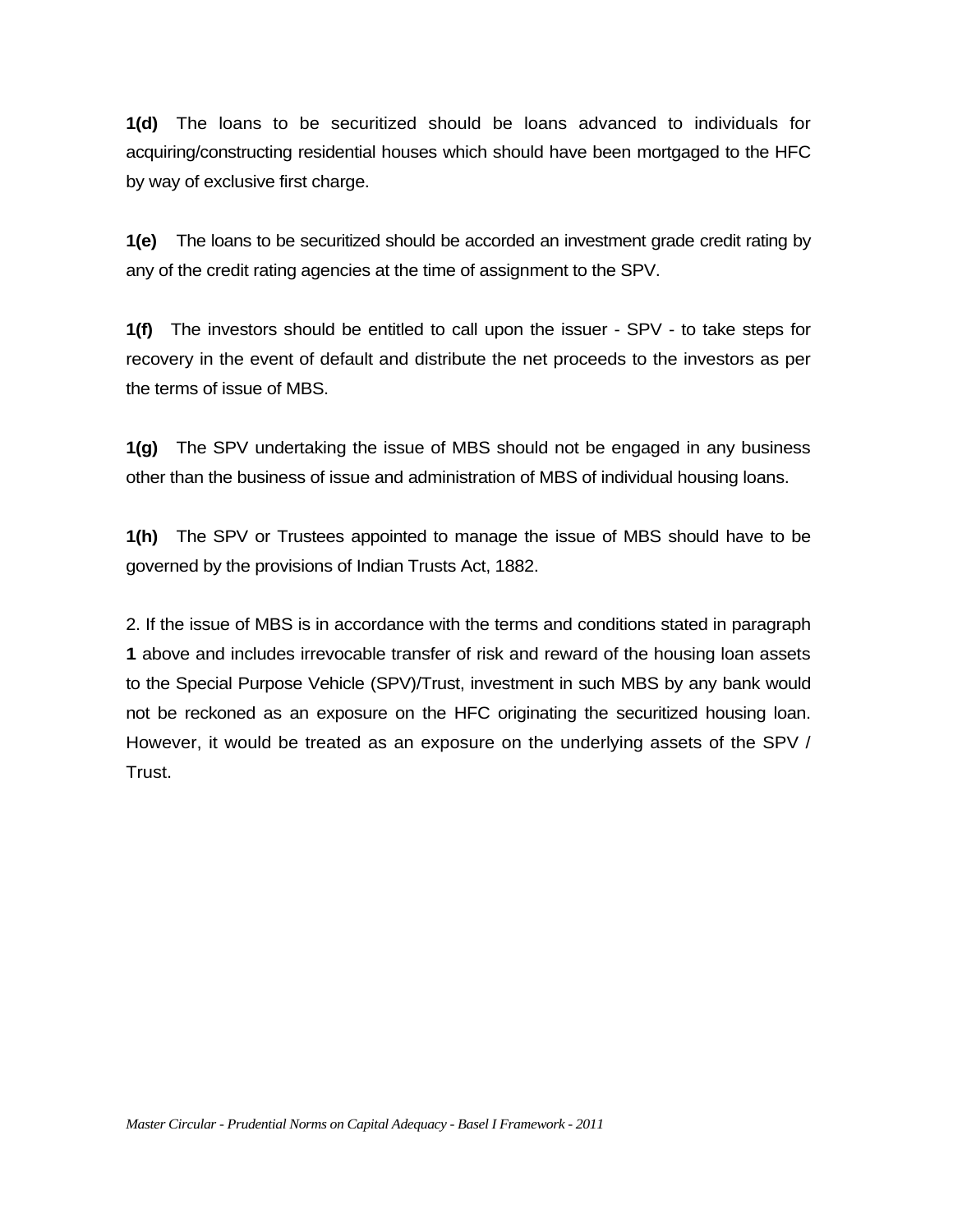**1(d)** The loans to be securitized should be loans advanced to individuals for acquiring/constructing residential houses which should have been mortgaged to the HFC by way of exclusive first charge.

**1(e)** The loans to be securitized should be accorded an investment grade credit rating by any of the credit rating agencies at the time of assignment to the SPV.

**1(f)** The investors should be entitled to call upon the issuer - SPV - to take steps for recovery in the event of default and distribute the net proceeds to the investors as per the terms of issue of MBS.

**1(g)** The SPV undertaking the issue of MBS should not be engaged in any business other than the business of issue and administration of MBS of individual housing loans.

**1(h)** The SPV or Trustees appointed to manage the issue of MBS should have to be governed by the provisions of Indian Trusts Act, 1882.

2. If the issue of MBS is in accordance with the terms and conditions stated in paragraph **1** above and includes irrevocable transfer of risk and reward of the housing loan assets to the Special Purpose Vehicle (SPV)/Trust, investment in such MBS by any bank would not be reckoned as an exposure on the HFC originating the securitized housing loan. However, it would be treated as an exposure on the underlying assets of the SPV / Trust.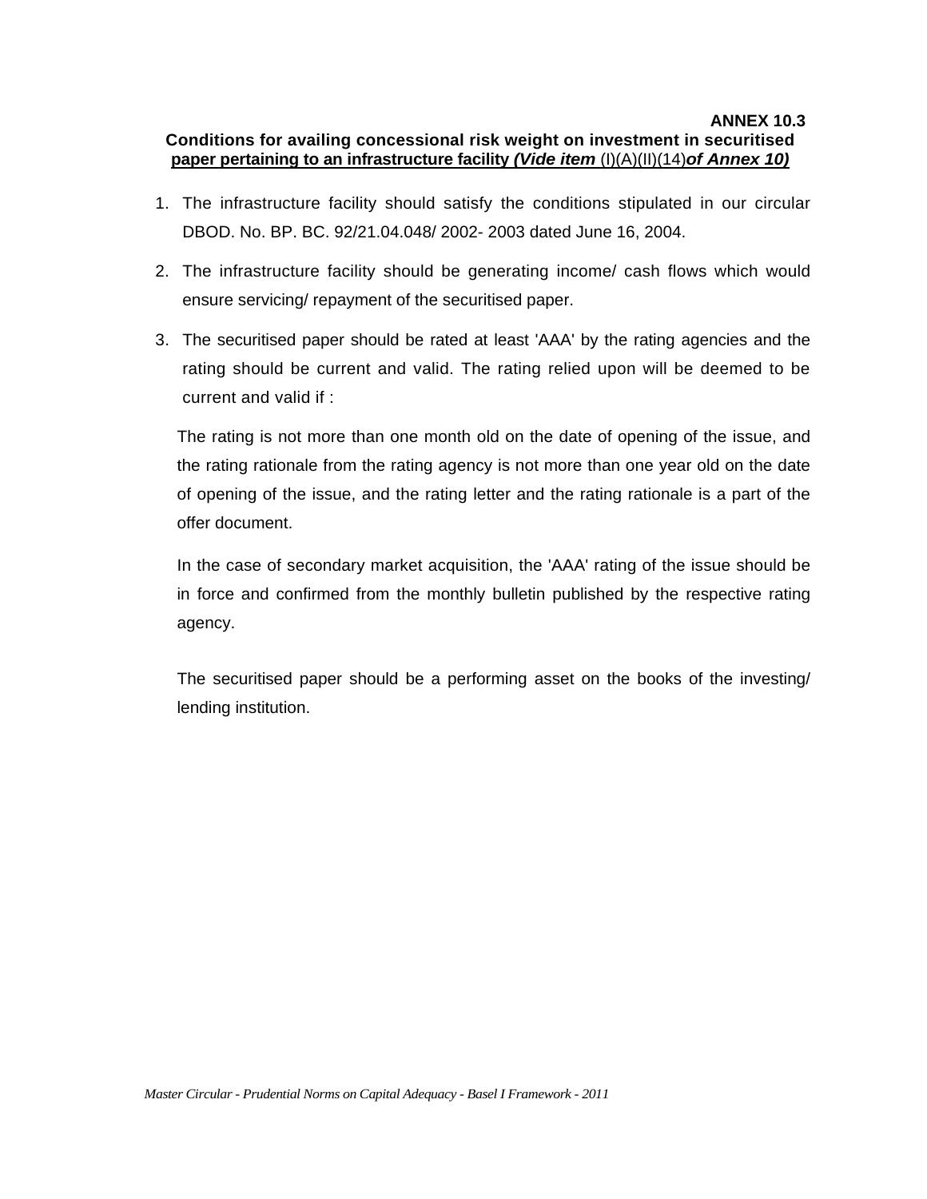**ANNEX 10.3**

**Conditions for availing concessional risk weight on investment in securitised paper pertaining to an infrastructure facility *(Vide item* (I)(A)(II)(14)*of Annex 10)***

1. The infrastructure facility should satisfy the conditions stipulated in our circular DBOD. No. BP. BC. 92/21.04.048/ 2002- 2003 dated June 16, 2004.

2. The infrastructure facility should be generating income/ cash flows which would ensure servicing/ repayment of the securitised paper.

3. The securitised paper should be rated at least 'AAA' by the rating agencies and the rating should be current and valid. The rating relied upon will be deemed to be current and valid if :

   The rating is not more than one month old on the date of opening of the issue, and the rating rationale from the rating agency is not more than one year old on the date of opening of the issue, and the rating letter and the rating rationale is a part of the offer document.

   In the case of secondary market acquisition, the 'AAA' rating of the issue should be in force and confirmed from the monthly bulletin published by the respective rating agency.

   The securitised paper should be a performing asset on the books of the investing/ lending institution.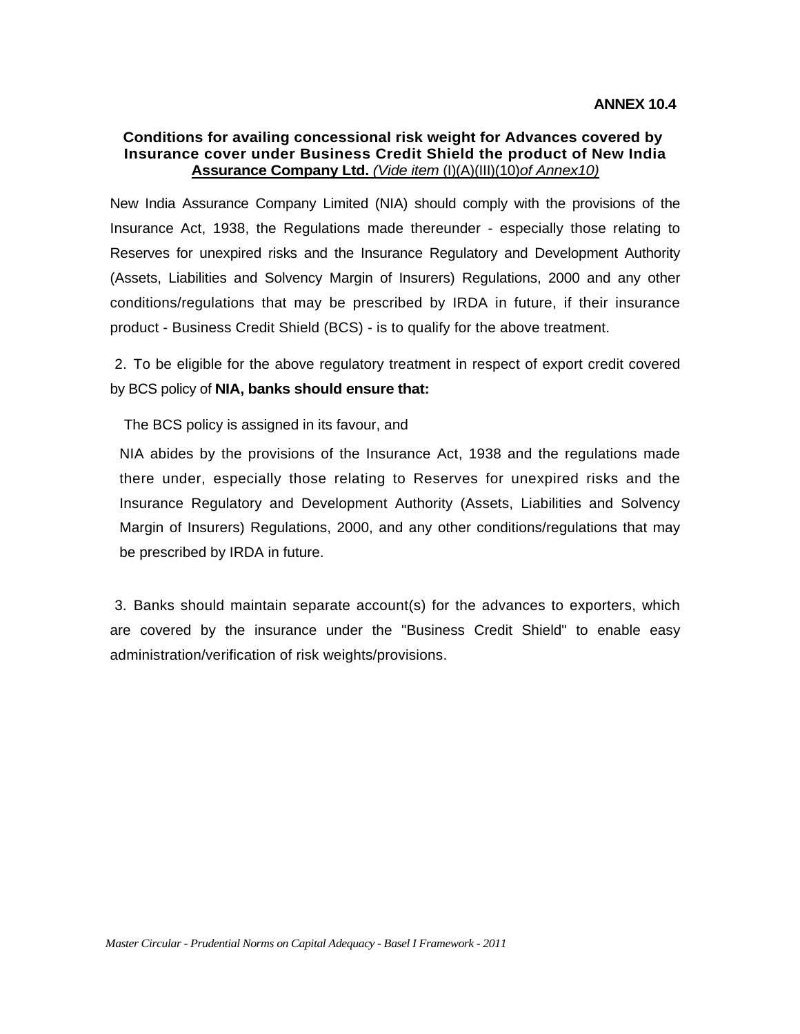**ANNEX 10.4**

**Conditions for availing concessional risk weight for Advances covered by Insurance cover under Business Credit Shield the product of New India Assurance Company Ltd.** *(Vide item* (I)(A)(III)(10)*of Annex10)*

New India Assurance Company Limited (NIA) should comply with the provisions of the Insurance Act, 1938, the Regulations made thereunder - especially those relating to Reserves for unexpired risks and the Insurance Regulatory and Development Authority (Assets, Liabilities and Solvency Margin of Insurers) Regulations, 2000 and any other conditions/regulations that may be prescribed by IRDA in future, if their insurance product - Business Credit Shield (BCS) - is to qualify for the above treatment.

2. To be eligible for the above regulatory treatment in respect of export credit covered by BCS policy of **NIA, banks should ensure that:**

The BCS policy is assigned in its favour, and

NIA abides by the provisions of the Insurance Act, 1938 and the regulations made there under, especially those relating to Reserves for unexpired risks and the Insurance Regulatory and Development Authority (Assets, Liabilities and Solvency Margin of Insurers) Regulations, 2000, and any other conditions/regulations that may be prescribed by IRDA in future.

3. Banks should maintain separate account(s) for the advances to exporters, which are covered by the insurance under the "Business Credit Shield" to enable easy administration/verification of risk weights/provisions.